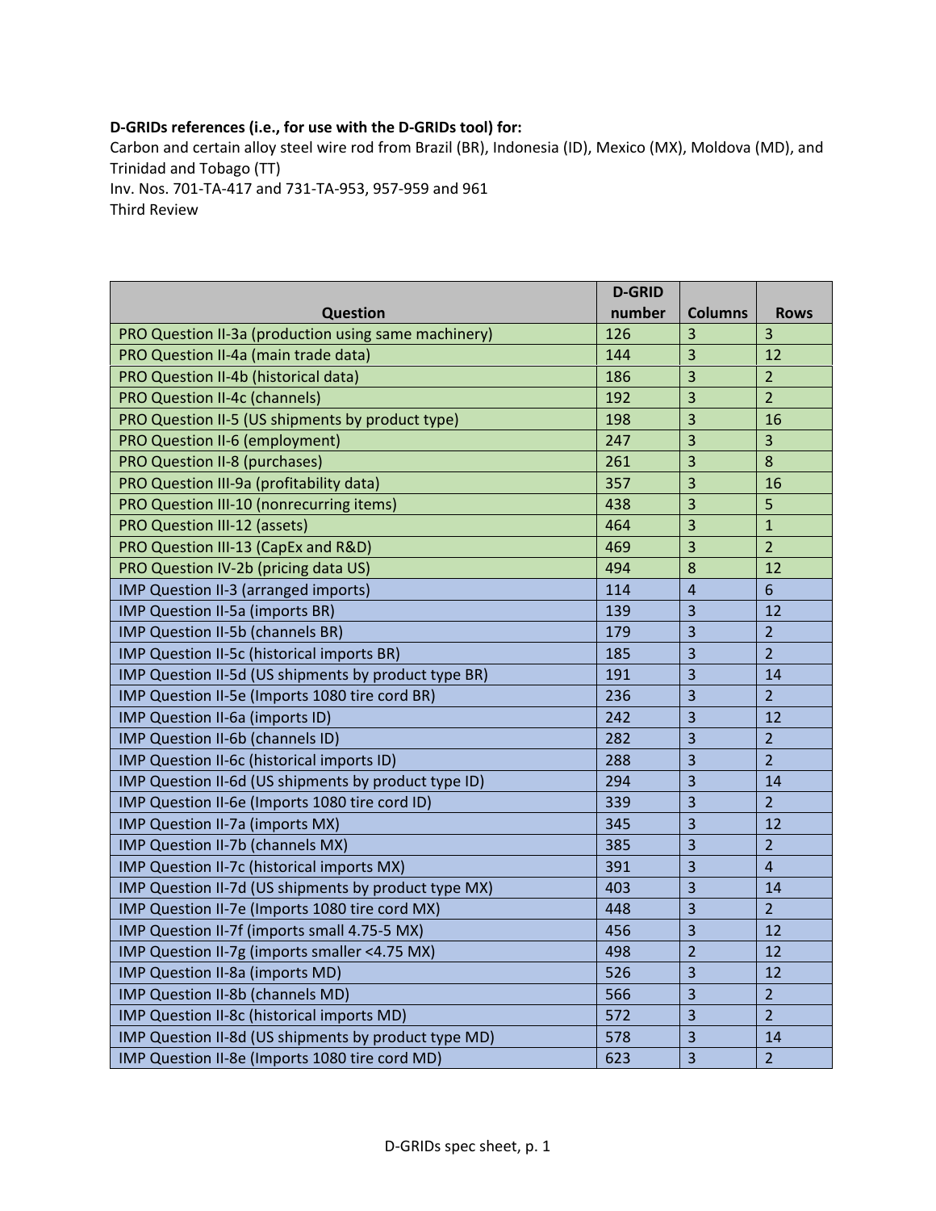**D-GRIDs references (i.e., for use with the D-GRIDs tool) for:**

Carbon and certain alloy steel wire rod from Brazil (BR), Indonesia (ID), Mexico (MX), Moldova (MD), and Trinidad and Tobago (TT)

Inv. Nos. 701-TA-417 and 731-TA-953, 957-959 and 961

Third Review

| Question | D-GRID number | Columns | Rows |
|---|---|---|---|
| PRO Question II-3a (production using same machinery) | 126 | 3 | 3 |
| PRO Question II-4a (main trade data) | 144 | 3 | 12 |
| PRO Question II-4b (historical data) | 186 | 3 | 2 |
| PRO Question II-4c (channels) | 192 | 3 | 2 |
| PRO Question II-5 (US shipments by product type) | 198 | 3 | 16 |
| PRO Question II-6 (employment) | 247 | 3 | 3 |
| PRO Question II-8 (purchases) | 261 | 3 | 8 |
| PRO Question III-9a (profitability data) | 357 | 3 | 16 |
| PRO Question III-10 (nonrecurring items) | 438 | 3 | 5 |
| PRO Question III-12 (assets) | 464 | 3 | 1 |
| PRO Question III-13 (CapEx and R&D) | 469 | 3 | 2 |
| PRO Question IV-2b (pricing data US) | 494 | 8 | 12 |
| IMP Question II-3 (arranged imports) | 114 | 4 | 6 |
| IMP Question II-5a (imports BR) | 139 | 3 | 12 |
| IMP Question II-5b (channels BR) | 179 | 3 | 2 |
| IMP Question II-5c (historical imports BR) | 185 | 3 | 2 |
| IMP Question II-5d (US shipments by product type BR) | 191 | 3 | 14 |
| IMP Question II-5e (Imports 1080 tire cord BR) | 236 | 3 | 2 |
| IMP Question II-6a (imports ID) | 242 | 3 | 12 |
| IMP Question II-6b (channels ID) | 282 | 3 | 2 |
| IMP Question II-6c (historical imports ID) | 288 | 3 | 2 |
| IMP Question II-6d (US shipments by product type ID) | 294 | 3 | 14 |
| IMP Question II-6e (Imports 1080 tire cord ID) | 339 | 3 | 2 |
| IMP Question II-7a (imports MX) | 345 | 3 | 12 |
| IMP Question II-7b (channels MX) | 385 | 3 | 2 |
| IMP Question II-7c (historical imports MX) | 391 | 3 | 4 |
| IMP Question II-7d (US shipments by product type MX) | 403 | 3 | 14 |
| IMP Question II-7e (Imports 1080 tire cord MX) | 448 | 3 | 2 |
| IMP Question II-7f (imports small 4.75-5 MX) | 456 | 3 | 12 |
| IMP Question II-7g (imports smaller <4.75 MX) | 498 | 2 | 12 |
| IMP Question II-8a (imports MD) | 526 | 3 | 12 |
| IMP Question II-8b (channels MD) | 566 | 3 | 2 |
| IMP Question II-8c (historical imports MD) | 572 | 3 | 2 |
| IMP Question II-8d (US shipments by product type MD) | 578 | 3 | 14 |
| IMP Question II-8e (Imports 1080 tire cord MD) | 623 | 3 | 2 |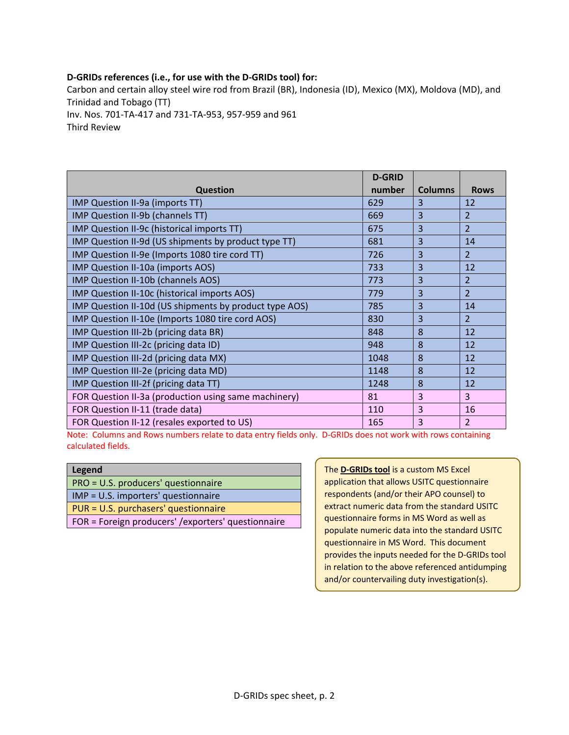**D-GRIDs references (i.e., for use with the D-GRIDs tool) for:**

Carbon and certain alloy steel wire rod from Brazil (BR), Indonesia (ID), Mexico (MX), Moldova (MD), and Trinidad and Tobago (TT)

Inv. Nos. 701-TA-417 and 731-TA-953, 957-959 and 961

Third Review

| Question | D-GRID number | Columns | Rows |
|---|---|---|---|
| IMP Question II-9a (imports TT) | 629 | 3 | 12 |
| IMP Question II-9b (channels TT) | 669 | 3 | 2 |
| IMP Question II-9c (historical imports TT) | 675 | 3 | 2 |
| IMP Question II-9d (US shipments by product type TT) | 681 | 3 | 14 |
| IMP Question II-9e (Imports 1080 tire cord TT) | 726 | 3 | 2 |
| IMP Question II-10a (imports AOS) | 733 | 3 | 12 |
| IMP Question II-10b (channels AOS) | 773 | 3 | 2 |
| IMP Question II-10c (historical imports AOS) | 779 | 3 | 2 |
| IMP Question II-10d (US shipments by product type AOS) | 785 | 3 | 14 |
| IMP Question II-10e (Imports 1080 tire cord AOS) | 830 | 3 | 2 |
| IMP Question III-2b (pricing data BR) | 848 | 8 | 12 |
| IMP Question III-2c (pricing data ID) | 948 | 8 | 12 |
| IMP Question III-2d (pricing data MX) | 1048 | 8 | 12 |
| IMP Question III-2e (pricing data MD) | 1148 | 8 | 12 |
| IMP Question III-2f (pricing data TT) | 1248 | 8 | 12 |
| FOR Question II-3a (production using same machinery) | 81 | 3 | 3 |
| FOR Question II-11 (trade data) | 110 | 3 | 16 |
| FOR Question II-12 (resales exported to US) | 165 | 3 | 2 |

Note: Columns and Rows numbers relate to data entry fields only. D-GRIDs does not work with rows containing calculated fields.

| Legend |
|---|
| PRO = U.S. producers' questionnaire |
| IMP = U.S. importers' questionnaire |
| PUR = U.S. purchasers' questionnaire |
| FOR = Foreign producers' /exporters' questionnaire |

The **D-GRIDs tool** is a custom MS Excel application that allows USITC questionnaire respondents (and/or their APO counsel) to extract numeric data from the standard USITC questionnaire forms in MS Word as well as populate numeric data into the standard USITC questionnaire in MS Word. This document provides the inputs needed for the D-GRIDs tool in relation to the above referenced antidumping and/or countervailing duty investigation(s).